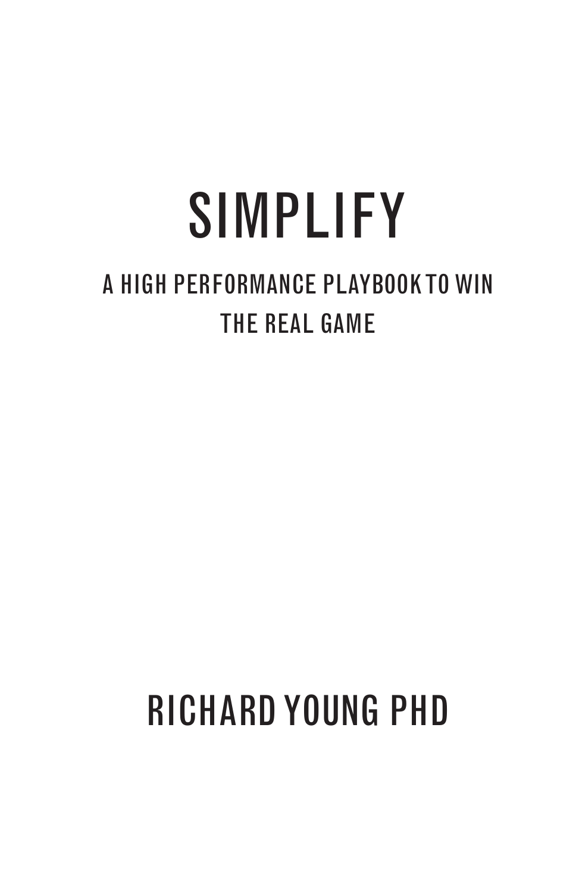# SIMPLIFY

## A HIGH PERFORMANCE PLAYBOOK TO WIN THE REAL GAME

RICHARD YOUNG PHD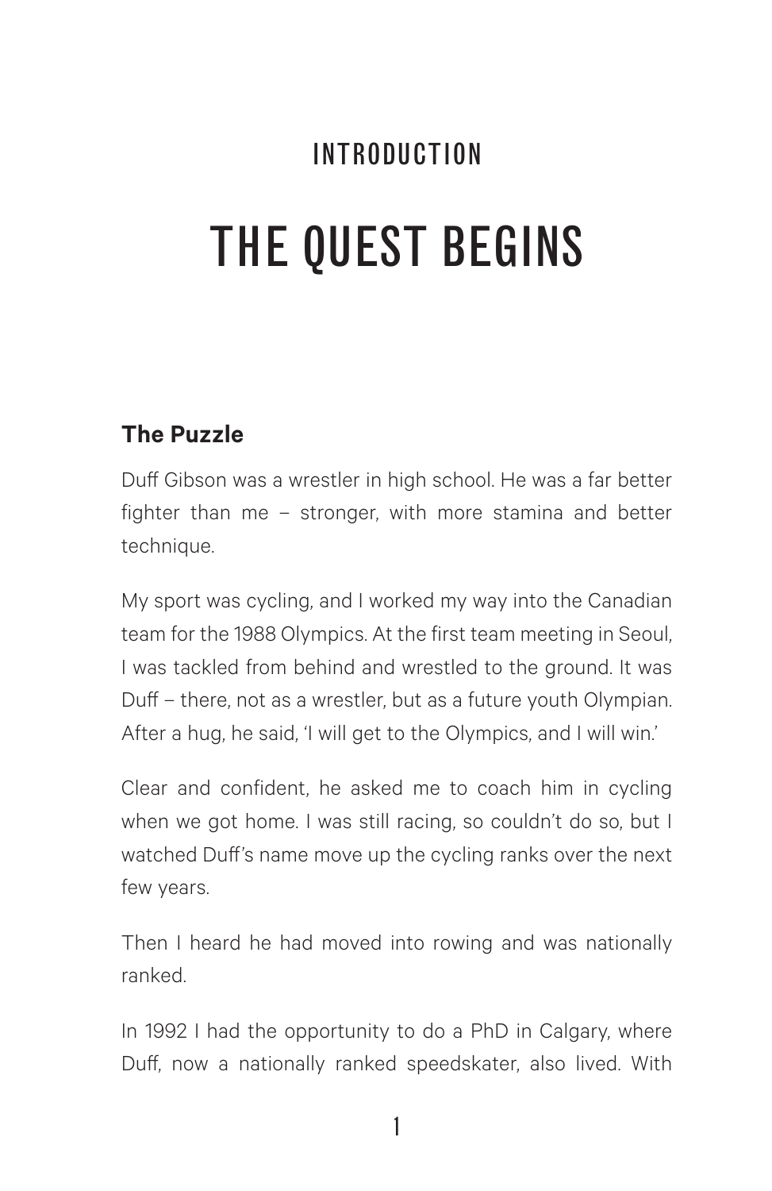# INTRODUCTION

# THE QUEST BEGINS

## The Puzzle

Duff Gibson was a wrestler in high school. He was a far better fighter than me – stronger, with more stamina and better technique.

My sport was cycling, and I worked my way into the Canadian team for the 1988 Olympics. At the first team meeting in Seoul, I was tackled from behind and wrestled to the ground. It was Duff – there, not as a wrestler, but as a future youth Olympian. After a hug, he said, 'I will get to the Olympics, and I will win.'

Clear and confident, he asked me to coach him in cycling when we got home. I was still racing, so couldn't do so, but I watched Duff's name move up the cycling ranks over the next few years.

Then I heard he had moved into rowing and was nationally ranked.

In 1992 I had the opportunity to do a PhD in Calgary, where Duff, now a nationally ranked speedskater, also lived. With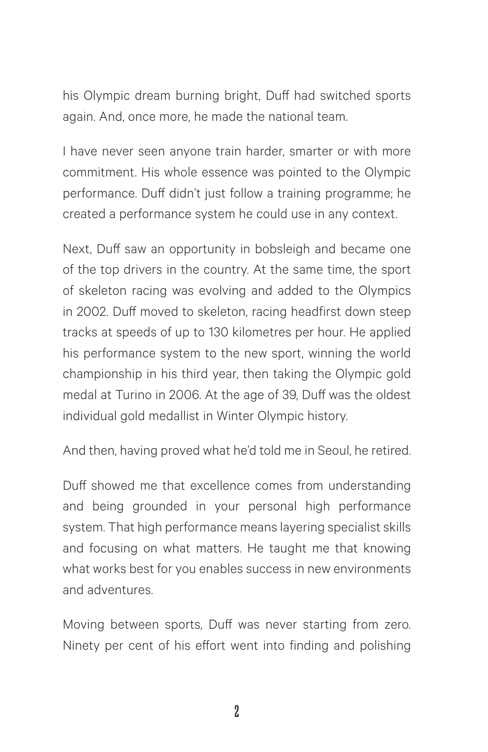his Olympic dream burning bright, Duff had switched sports again. And, once more, he made the national team.

I have never seen anyone train harder, smarter or with more commitment. His whole essence was pointed to the Olympic performance. Duff didn't just follow a training programme; he created a performance system he could use in any context.

Next, Duff saw an opportunity in bobsleigh and became one of the top drivers in the country. At the same time, the sport of skeleton racing was evolving and added to the Olympics in 2002. Duff moved to skeleton, racing headfirst down steep tracks at speeds of up to 130 kilometres per hour. He applied his performance system to the new sport, winning the world championship in his third year, then taking the Olympic gold medal at Turino in 2006. At the age of 39, Duff was the oldest individual gold medallist in Winter Olympic history.

And then, having proved what he'd told me in Seoul, he retired.

Duff showed me that excellence comes from understanding and being grounded in your personal high performance system. That high performance means layering specialist skills and focusing on what matters. He taught me that knowing what works best for you enables success in new environments and adventures.

Moving between sports, Duff was never starting from zero. Ninety per cent of his effort went into finding and polishing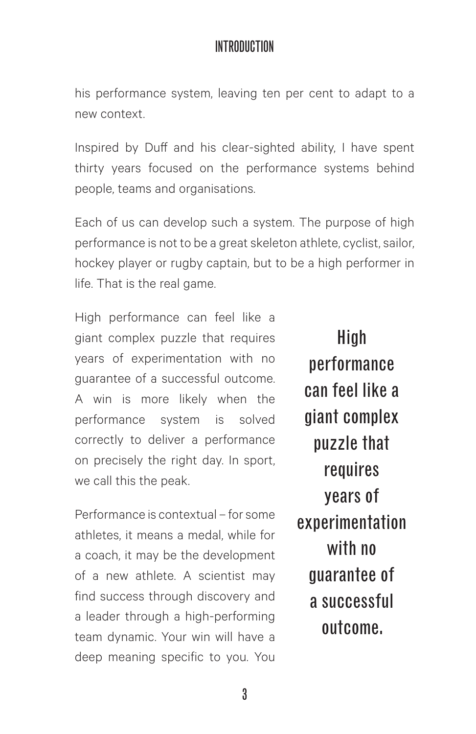his performance system, leaving ten per cent to adapt to a new context.

Inspired by Duff and his clear-sighted ability, I have spent thirty years focused on the performance systems behind people, teams and organisations.

Each of us can develop such a system. The purpose of high performance is not to be a great skeleton athlete, cyclist, sailor, hockey player or rugby captain, but to be a high performer in life. That is the real game.

High performance can feel like a giant complex puzzle that requires years of experimentation with no guarantee of a successful outcome. A win is more likely when the performance system is solved correctly to deliver a performance on precisely the right day. In sport, we call this the peak.

> **High performance can feel like a giant complex puzzle that requires years of experimentation with no guarantee of a successful outcome.**

Performance is contextual – for some athletes, it means a medal, while for a coach, it may be the development of a new athlete. A scientist may find success through discovery and a leader through a high-performing team dynamic. Your win will have a deep meaning specific to you. You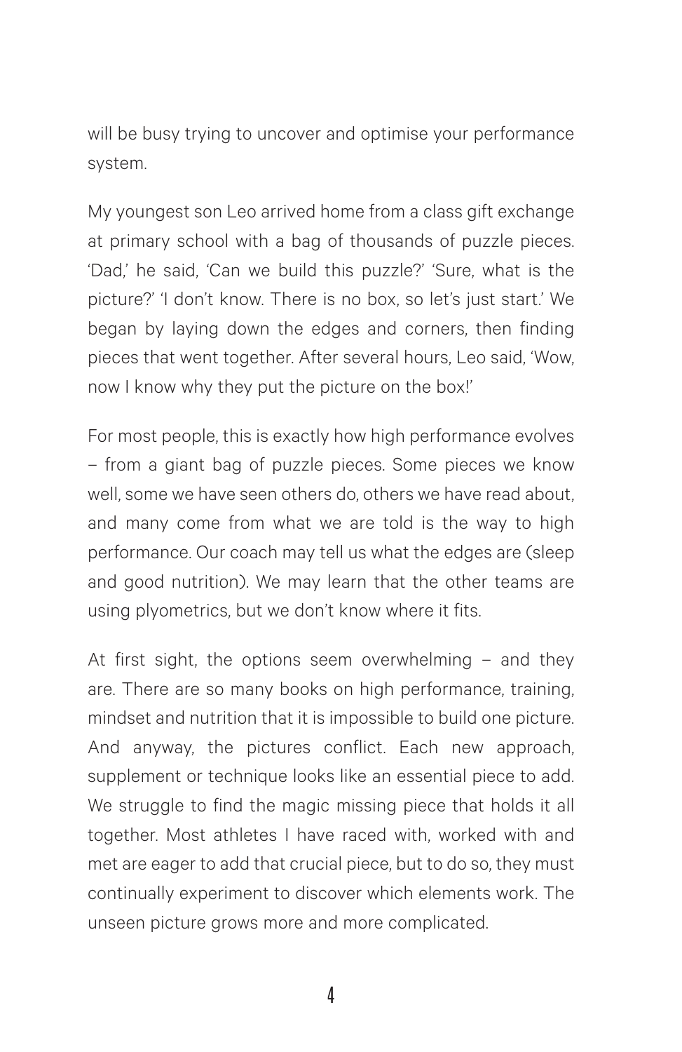will be busy trying to uncover and optimise your performance system.

My youngest son Leo arrived home from a class gift exchange at primary school with a bag of thousands of puzzle pieces. 'Dad,' he said, 'Can we build this puzzle?' 'Sure, what is the picture?' 'I don't know. There is no box, so let's just start.' We began by laying down the edges and corners, then finding pieces that went together. After several hours, Leo said, 'Wow, now I know why they put the picture on the box!'

For most people, this is exactly how high performance evolves – from a giant bag of puzzle pieces. Some pieces we know well, some we have seen others do, others we have read about, and many come from what we are told is the way to high performance. Our coach may tell us what the edges are (sleep and good nutrition). We may learn that the other teams are using plyometrics, but we don't know where it fits.

At first sight, the options seem overwhelming – and they are. There are so many books on high performance, training, mindset and nutrition that it is impossible to build one picture. And anyway, the pictures conflict. Each new approach, supplement or technique looks like an essential piece to add. We struggle to find the magic missing piece that holds it all together. Most athletes I have raced with, worked with and met are eager to add that crucial piece, but to do so, they must continually experiment to discover which elements work. The unseen picture grows more and more complicated.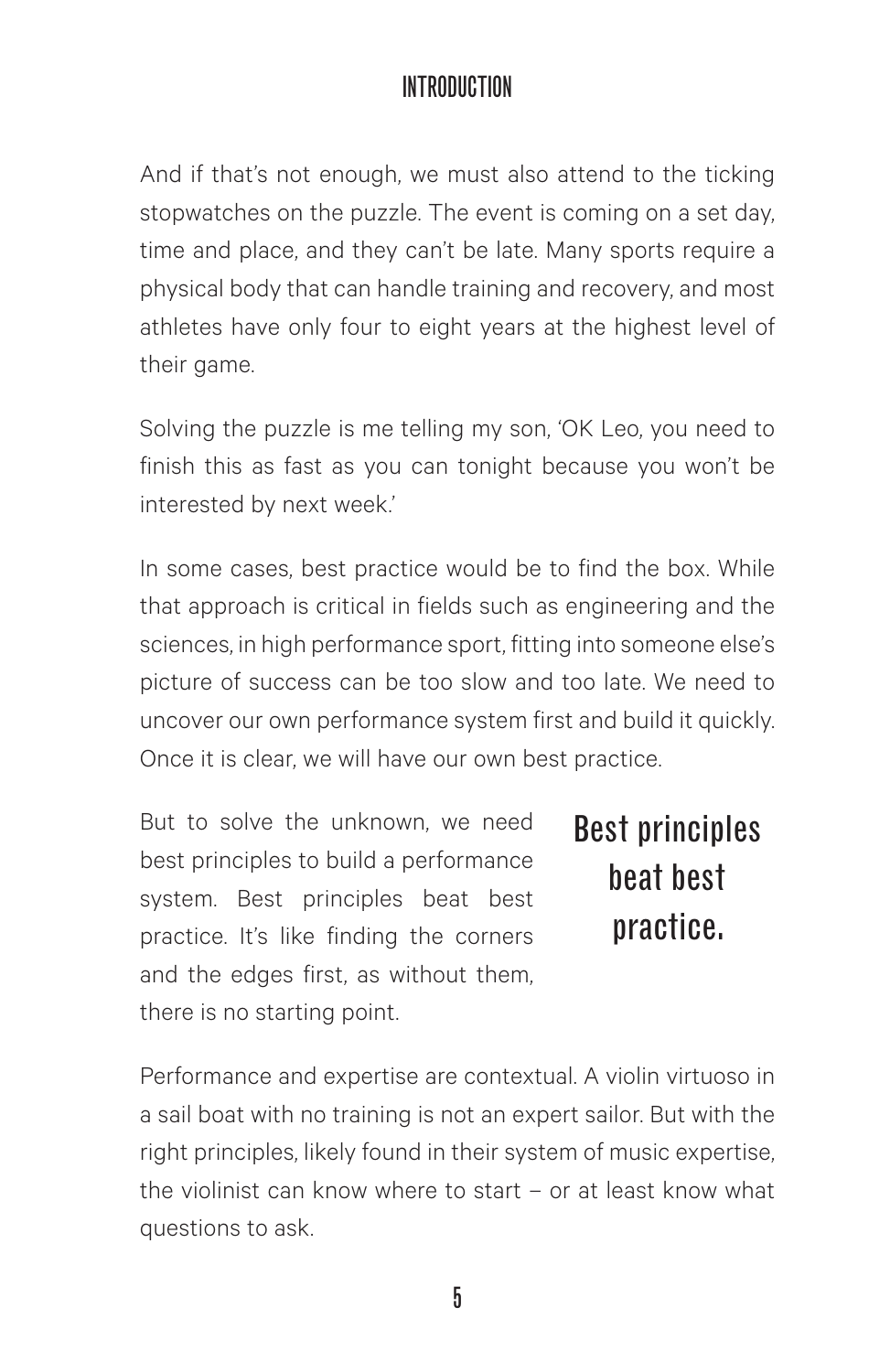And if that's not enough, we must also attend to the ticking stopwatches on the puzzle. The event is coming on a set day, time and place, and they can't be late. Many sports require a physical body that can handle training and recovery, and most athletes have only four to eight years at the highest level of their game.

Solving the puzzle is me telling my son, 'OK Leo, you need to finish this as fast as you can tonight because you won't be interested by next week.'

In some cases, best practice would be to find the box. While that approach is critical in fields such as engineering and the sciences, in high performance sport, fitting into someone else's picture of success can be too slow and too late. We need to uncover our own performance system first and build it quickly. Once it is clear, we will have our own best practice.

But to solve the unknown, we need best principles to build a performance system. Best principles beat best practice. It's like finding the corners and the edges first, as without them, there is no starting point.

> **Best principles beat best practice.**

Performance and expertise are contextual. A violin virtuoso in a sail boat with no training is not an expert sailor. But with the right principles, likely found in their system of music expertise, the violinist can know where to start – or at least know what questions to ask.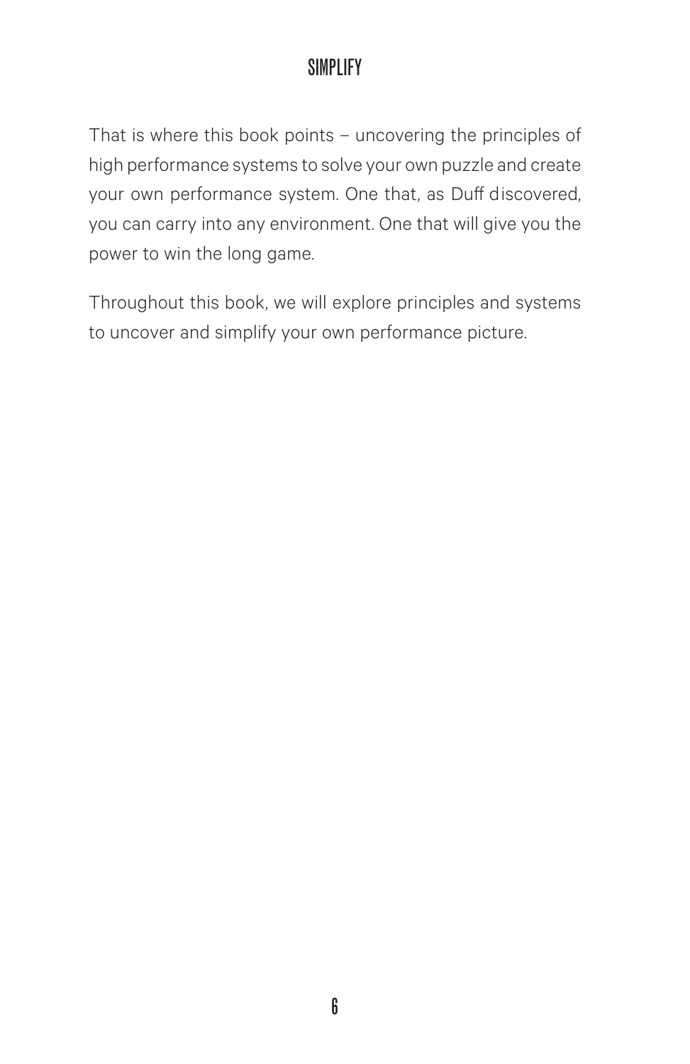That is where this book points – uncovering the principles of high performance systems to solve your own puzzle and create your own performance system. One that, as Duff discovered, you can carry into any environment. One that will give you the power to win the long game.

Throughout this book, we will explore principles and systems to uncover and simplify your own performance picture.